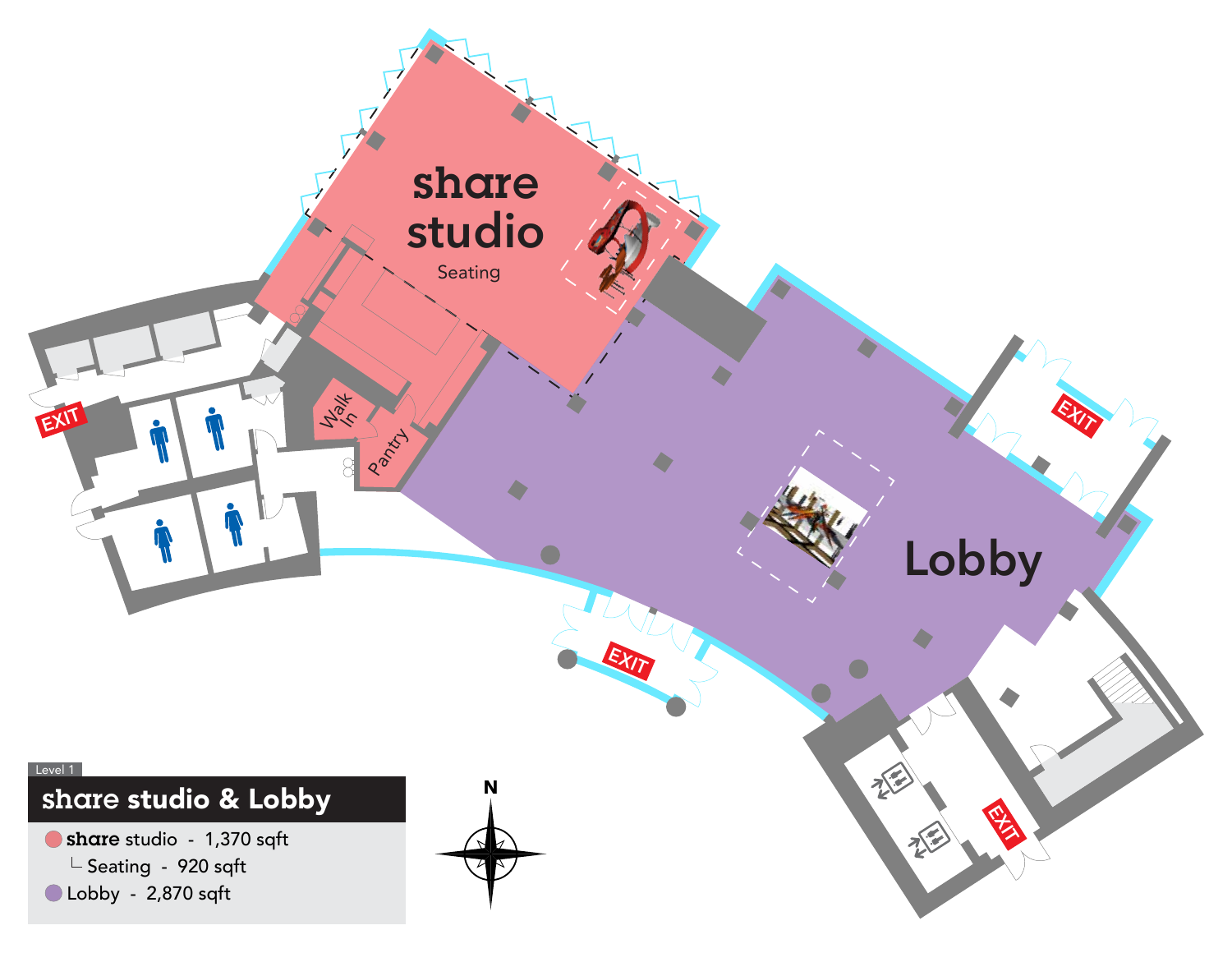Level 1

# share studio & Lobby

- share studio - 1,370 sqft
  - └ Seating - 920 sqft
- Lobby - 2,870 sqft

share studio

Seating

Lobby

Walk In

Pantry

EXIT

EXIT

EXIT

EXIT

N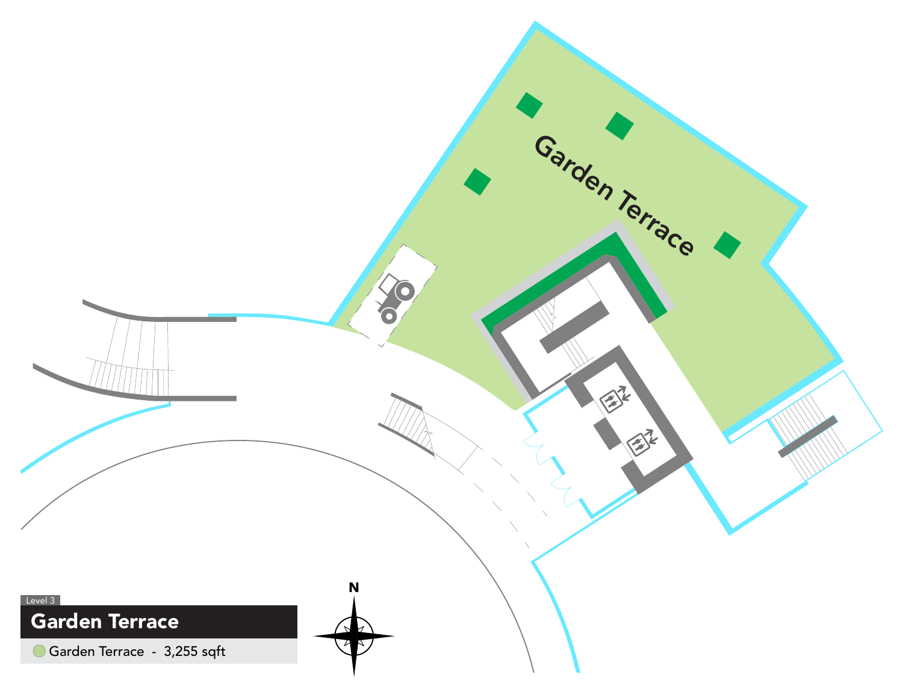Garden Terrace

N

Level 3

## Garden Terrace

Garden Terrace - 3,255 sqft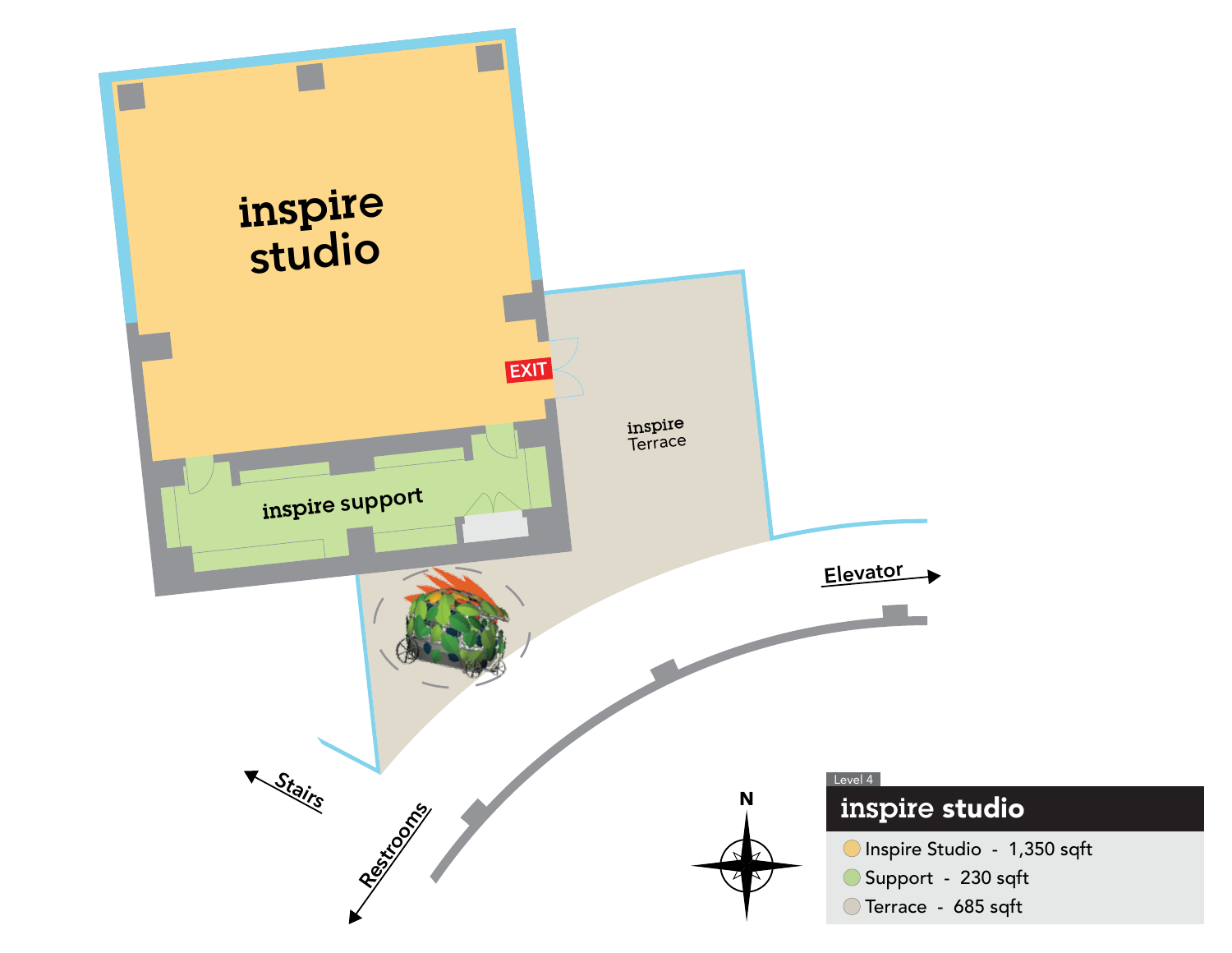inspire studio

EXIT

inspire support

inspire Terrace

Elevator

Stairs

Restrooms

N

Level 4

## inspire studio

- Inspire Studio - 1,350 sqft
- Support - 230 sqft
- Terrace - 685 sqft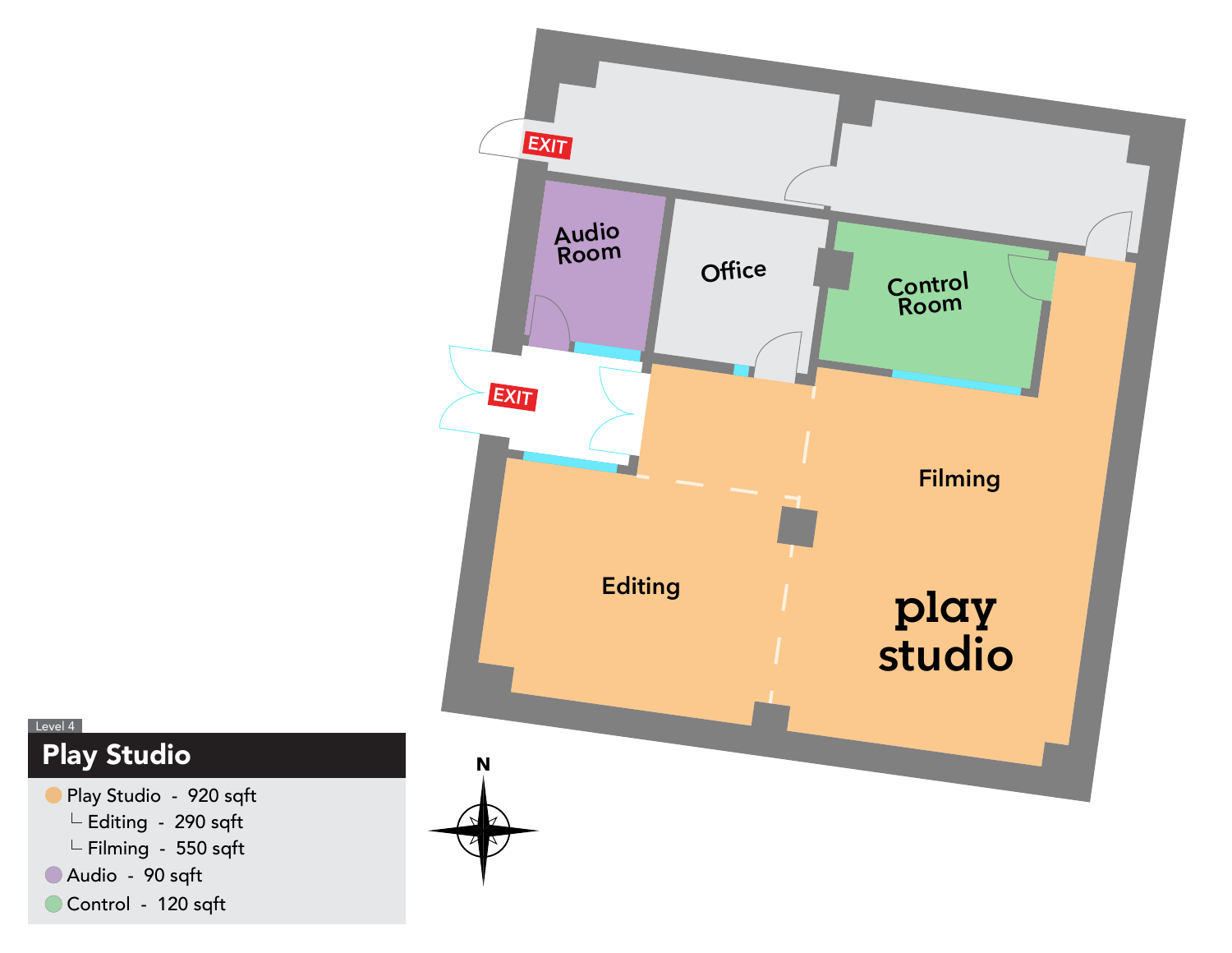Level 4

## Play Studio

- Play Studio - 920 sqft
  - └ Editing - 290 sqft
  - └ Filming - 550 sqft
- Audio - 90 sqft
- Control - 120 sqft

EXIT

Audio Room

Office

Control Room

EXIT

Filming

Editing

play studio

N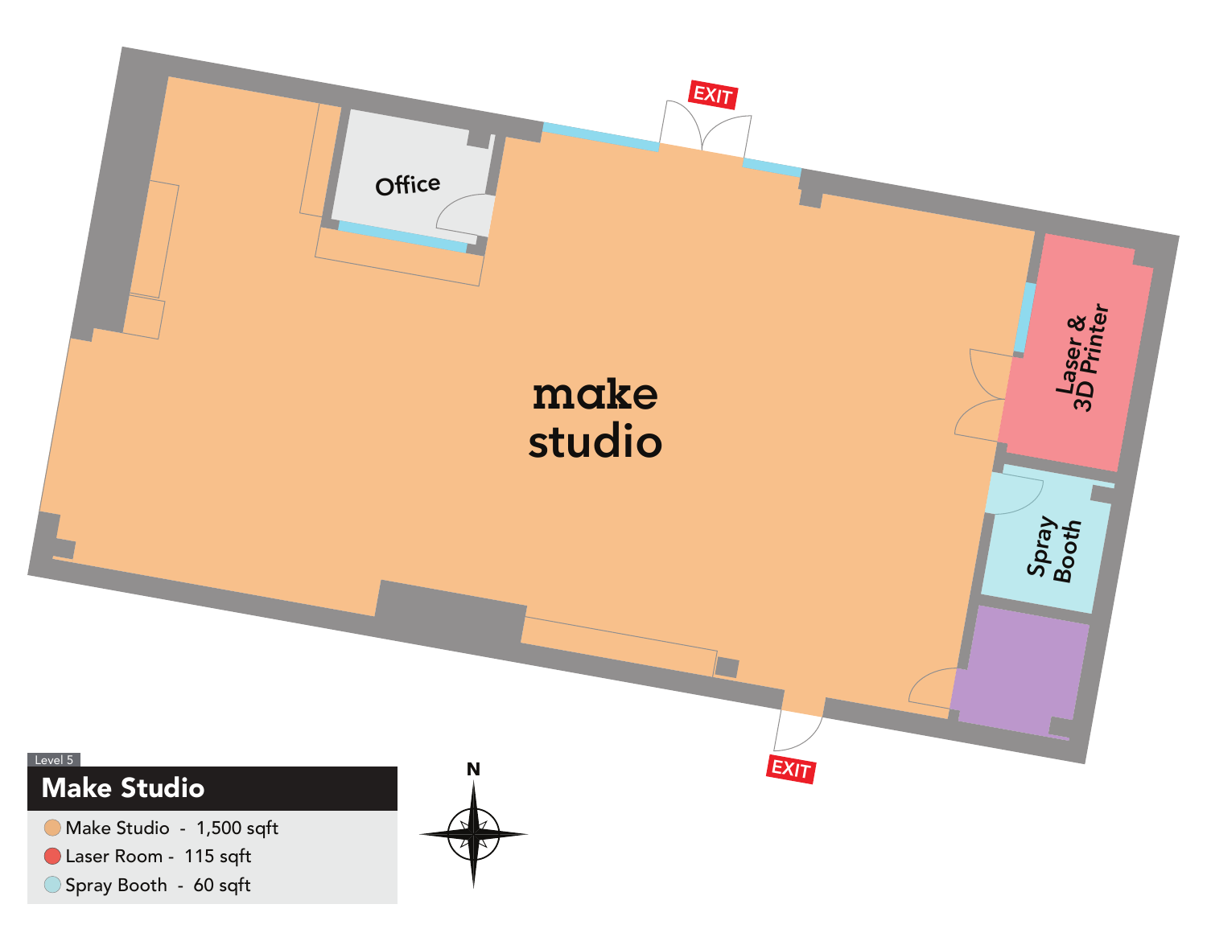Level 5

# Make Studio

- Make Studio - 1,500 sqft
- Laser Room - 115 sqft
- Spray Booth - 60 sqft

Office

make studio

Laser & 3D Printer

Spray Booth

EXIT

EXIT

N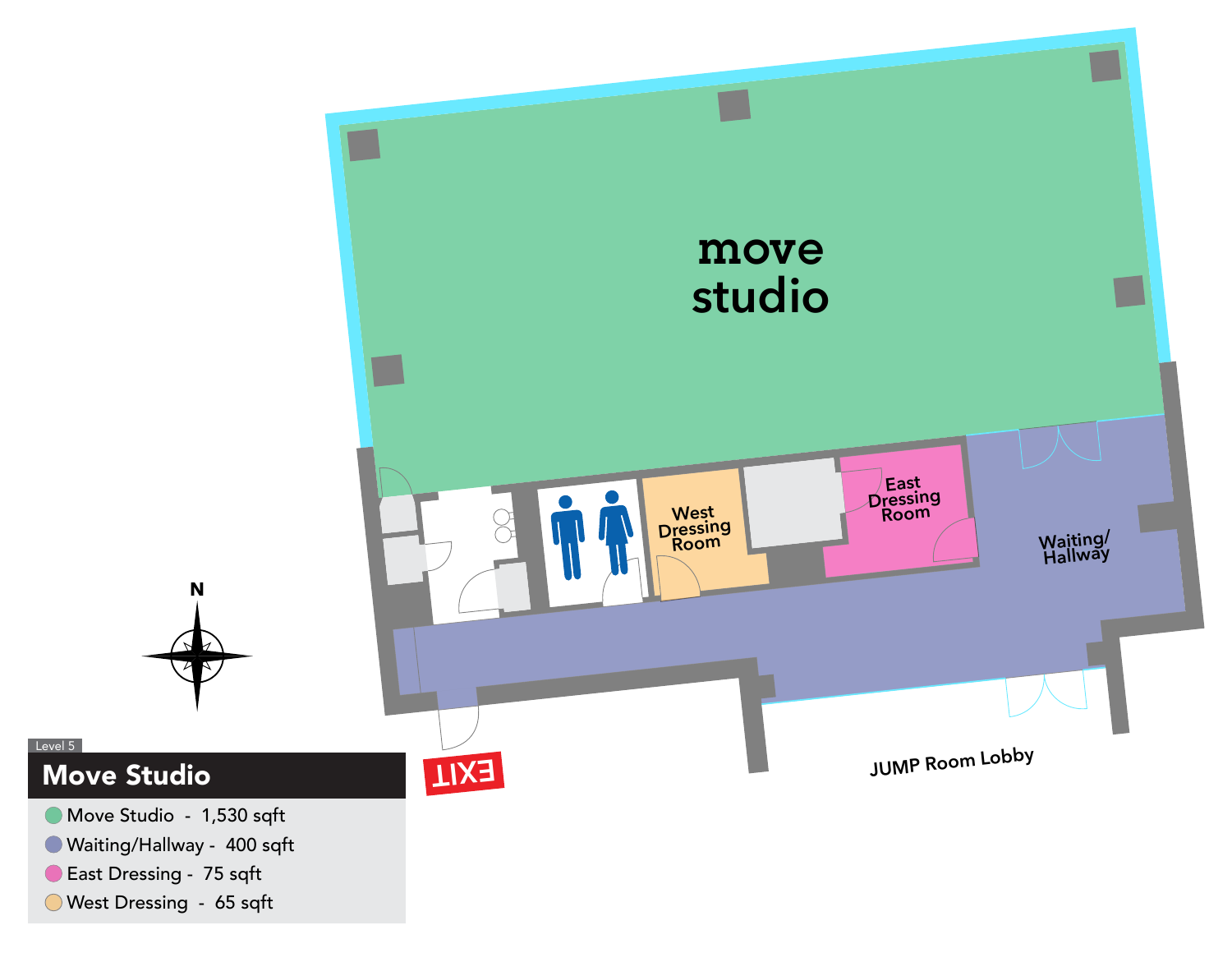Level 5

# Move Study

- Move Studio - 1,530 sqft
- Waiting/Hallway - 400 sqft
- East Dressing - 75 sqft
- West Dressing - 65 sqft

move studio

West Dressing Room

East Dressing Room

Waiting/ Hallway

EXIT

JUMP Room Lobby

N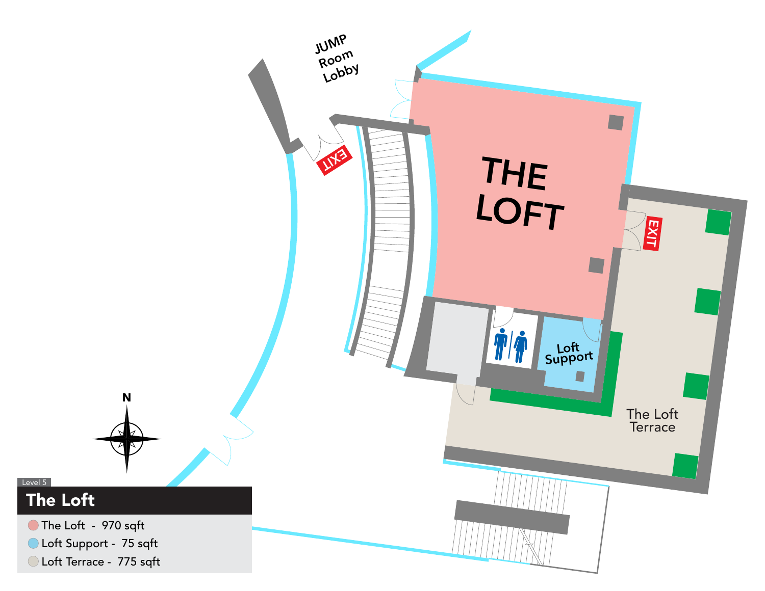Level 5

## The Loft

- The Loft - 970 sqft
- Loft Support - 75 sqft
- Loft Terrace - 775 sqft

JUMP Room Lobby

THE LOFT

Loft Support

The Loft Terrace

EXIT

EXIT

N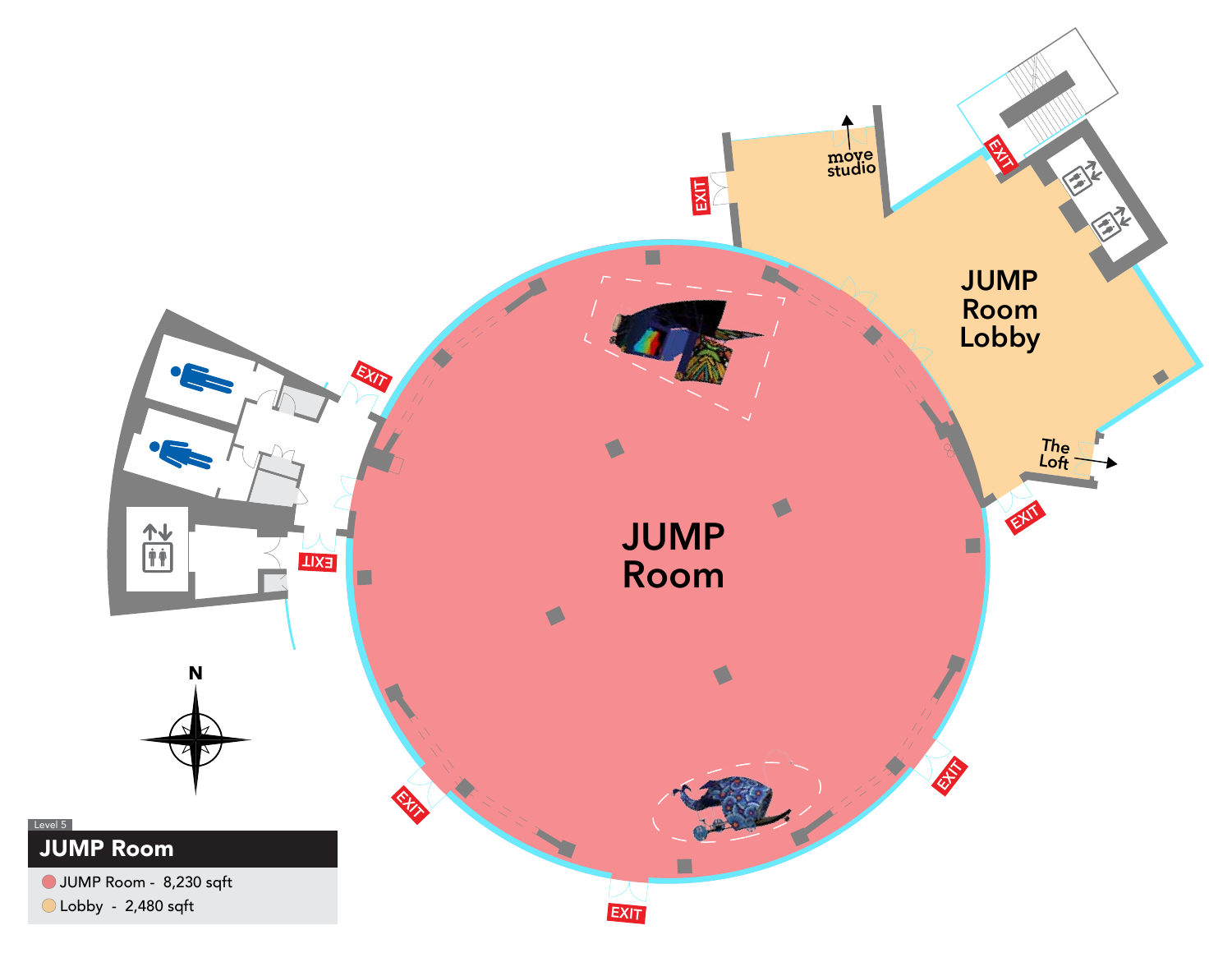Level 5

# JUMP Room

- JUMP Room - 8,230 sqft
- Lobby - 2,480 sqft

JUMP Room

JUMP Room Lobby

move studio

The Loft

EXIT

EXIT

EXIT

EXIT

EXIT

EXIT

EXIT

EXIT

N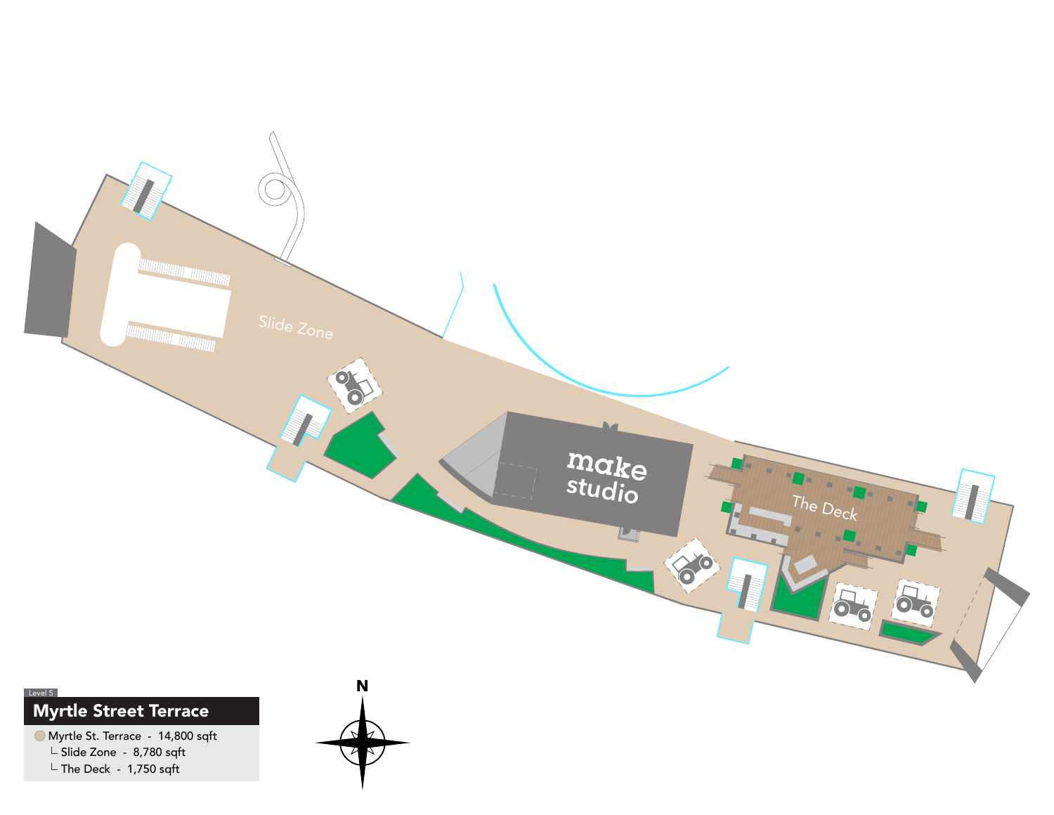Level 5

## Myrtle Street Terrace

- Myrtle St. Terrace - 14,800 sqft
  - └ Slide Zone - 8,780 sqft
  - └ The Deck - 1,750 sqft

Slide Zone

make studio

The Deck

N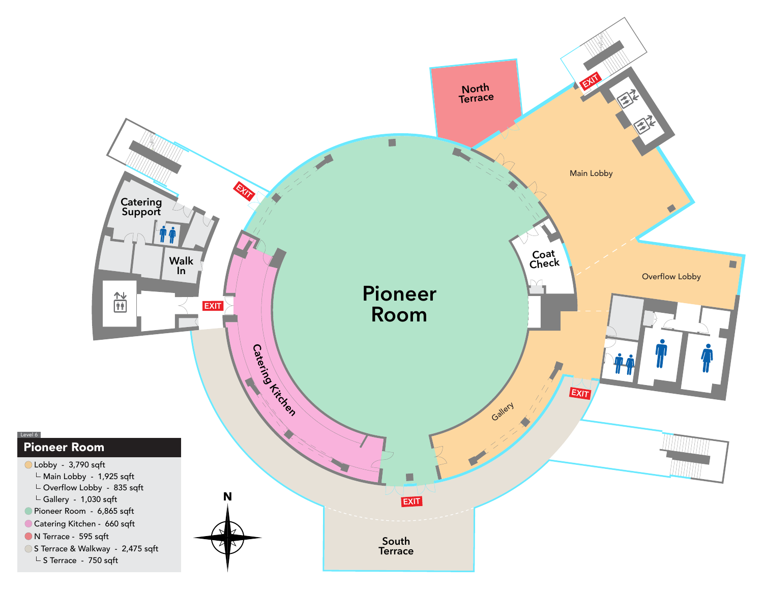Level 6

## Pioneer Room

- Lobby - 3,790 sqft
  - └ Main Lobby - 1,925 sqft
  - └ Overflow Lobby - 835 sqft
  - └ Gallery - 1,030 sqft
- Pioneer Room - 6,865 sqft
- Catering Kitchen - 660 sqft
- N Terrace - 595 sqft
- S Terrace & Walkway - 2,475 sqft
  - └ S Terrace - 750 sqft

N

Pioneer Room

North Terrace

Main Lobby

Overflow Lobby

Coat Check

Gallery

Catering Kitchen

Catering Support

Walk In

South Terrace

EXIT

EXIT

EXIT

EXIT

EXIT